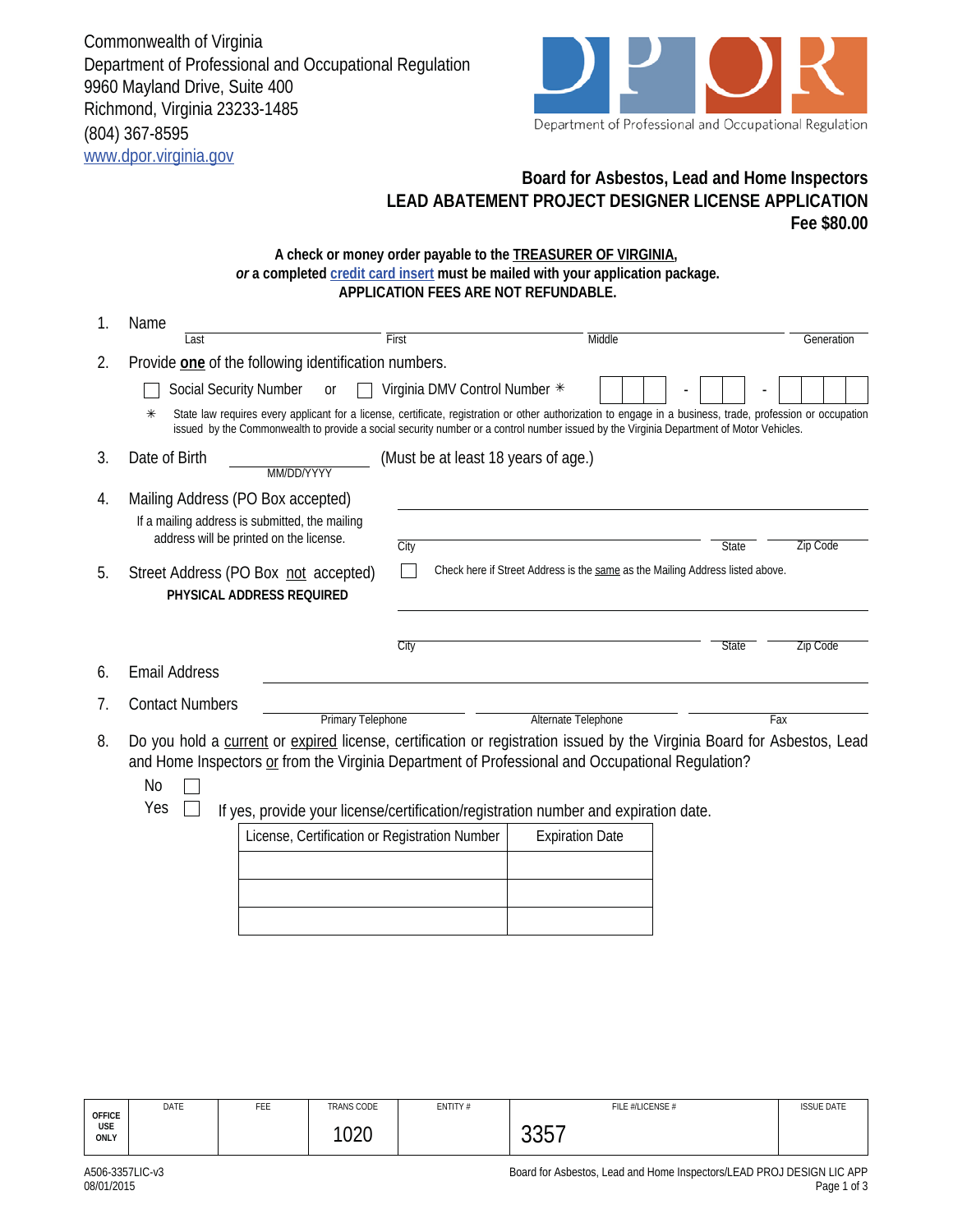Commonwealth of Virginia
Department of Professional and Occupational Regulation
9960 Mayland Drive, Suite 400
Richmond, Virginia 23233-1485
(804) 367-8595
www.dpor.virginia.gov

Department of Professional and Occupational Regulation

## Board for Asbestos, Lead and Home Inspectors
## LEAD ABATEMENT PROJECT DESIGNER LICENSE APPLICATION
### Fee $80.00

**A check or money order payable to the TREASURER OF VIRGINIA,**
***or* a completed credit card insert must be mailed with your application package.**
**APPLICATION FEES ARE NOT REFUNDABLE.**

1. Name ______________________ ______________________ ______________________ __________
   Last / First / Middle / Generation

2. Provide **one** of the following identification numbers.

   ☐ Social Security Number or ☐ Virginia DMV Control Number ✳ [ ][ ][ ] - [ ][ ] - [ ][ ][ ][ ]

   ✳ State law requires every applicant for a license, certificate, registration or other authorization to engage in a business, trade, profession or occupation issued by the Commonwealth to provide a social security number or a control number issued by the Virginia Department of Motor Vehicles.

3. Date of Birth ______________ (MM/DD/YYYY) (Must be at least 18 years of age.)

4. Mailing Address (PO Box accepted)
   If a mailing address is submitted, the mailing address will be printed on the license.
   ______________________________________________
   City ______________ State ______ Zip Code ______

5. Street Address (PO Box not accepted)
   **PHYSICAL ADDRESS REQUIRED**
   ☐ Check here if Street Address is the same as the Mailing Address listed above.
   ______________________________________________
   City ______________ State ______ Zip Code ______

6. Email Address ______________________________________________

7. Contact Numbers ______________ ______________ ______________
   Primary Telephone / Alternate Telephone / Fax

8. Do you hold a current or expired license, certification or registration issued by the Virginia Board for Asbestos, Lead and Home Inspectors or from the Virginia Department of Professional and Occupational Regulation?

   No ☐
   Yes ☐ If yes, provide your license/certification/registration number and expiration date.

| License, Certification or Registration Number | Expiration Date |
|---|---|
| | |
| | |
| | |

| OFFICE USE ONLY | DATE | FEE | TRANS CODE | ENTITY # | FILE #/LICENSE # | ISSUE DATE |
|---|---|---|---|---|---|---|
| | | | 1020 | | 3357 | |

A506-3357LIC-v3
08/01/2015

Board for Asbestos, Lead and Home Inspectors/LEAD PROJ DESIGN LIC APP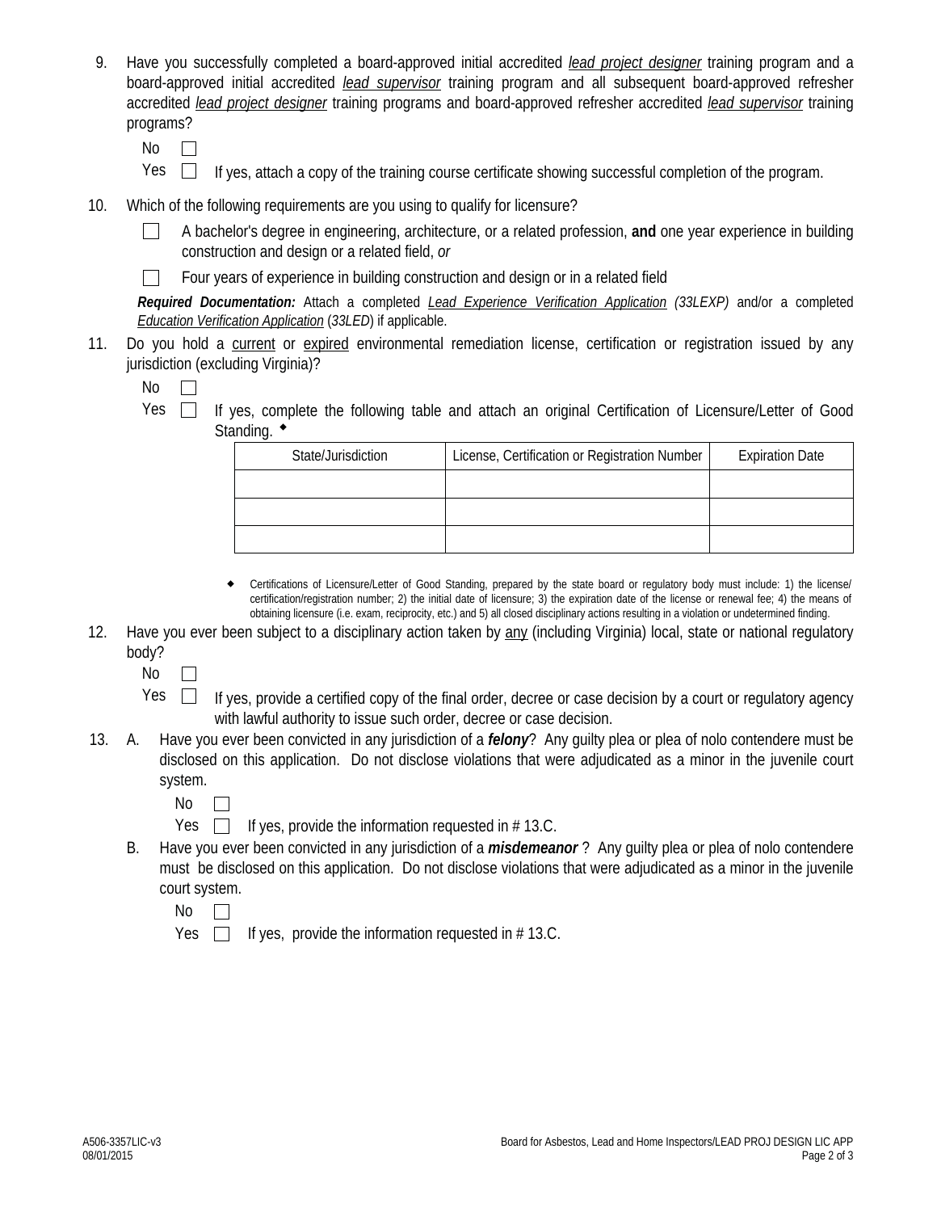9. Have you successfully completed a board-approved initial accredited *lead project designer* training program and a board-approved initial accredited *lead supervisor* training program and all subsequent board-approved refresher accredited *lead project designer* training programs and board-approved refresher accredited *lead supervisor* training programs?

   No ☐

   Yes ☐ If yes, attach a copy of the training course certificate showing successful completion of the program.

10. Which of the following requirements are you using to qualify for licensure?

    ☐ A bachelor's degree in engineering, architecture, or a related profession, **and** one year experience in building construction and design or a related field, *or*

    ☐ Four years of experience in building construction and design or in a related field

    ***Required Documentation:*** Attach a completed *Lead Experience Verification Application (33LEXP)* and/or a completed *Education Verification Application* (*33LED*) if applicable.

11. Do you hold a current or expired environmental remediation license, certification or registration issued by any jurisdiction (excluding Virginia)?

    No ☐

    Yes ☐ If yes, complete the following table and attach an original Certification of Licensure/Letter of Good Standing. ◆

| State/Jurisdiction | License, Certification or Registration Number | Expiration Date |
|---|---|---|
| | | |
| | | |
| | | |

◆ Certifications of Licensure/Letter of Good Standing, prepared by the state board or regulatory body must include: 1) the license/ certification/registration number; 2) the initial date of licensure; 3) the expiration date of the license or renewal fee; 4) the means of obtaining licensure (i.e. exam, reciprocity, etc.) and 5) all closed disciplinary actions resulting in a violation or undetermined finding.

12. Have you ever been subject to a disciplinary action taken by any (including Virginia) local, state or national regulatory body?

    No ☐

    Yes ☐ If yes, provide a certified copy of the final order, decree or case decision by a court or regulatory agency with lawful authority to issue such order, decree or case decision.

13. A. Have you ever been convicted in any jurisdiction of a ***felony***? Any guilty plea or plea of nolo contendere must be disclosed on this application. Do not disclose violations that were adjudicated as a minor in the juvenile court system.

    No ☐

    Yes ☐ If yes, provide the information requested in # 13.C.

    B. Have you ever been convicted in any jurisdiction of a ***misdemeanor*** ? Any guilty plea or plea of nolo contendere must be disclosed on this application. Do not disclose violations that were adjudicated as a minor in the juvenile court system.

    No ☐

    Yes ☐ If yes, provide the information requested in # 13.C.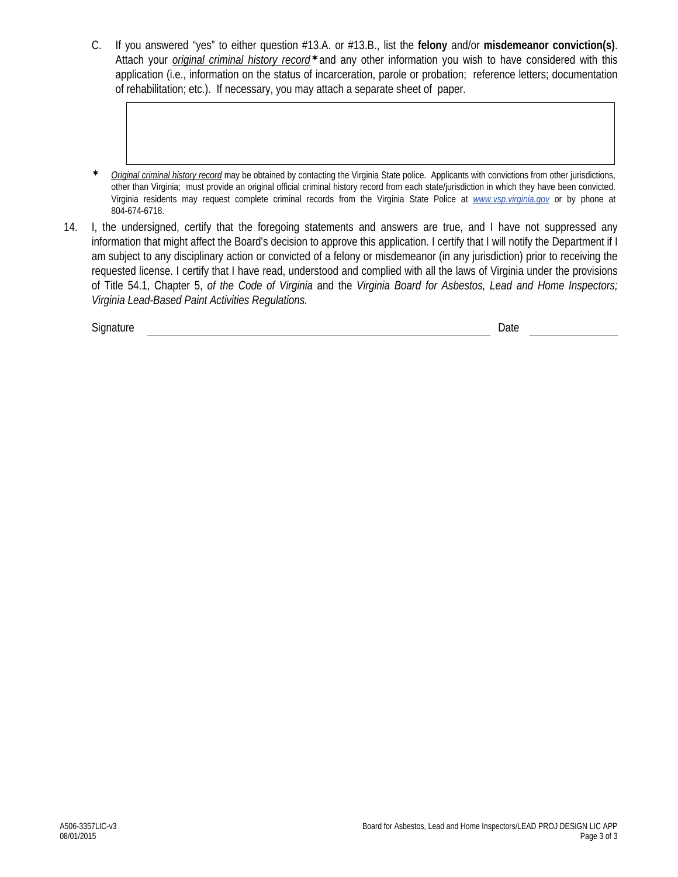C. If you answered "yes" to either question #13.A. or #13.B., list the **felony** and/or **misdemeanor conviction(s)**. Attach your *original criminal history record* * and any other information you wish to have considered with this application (i.e., information on the status of incarceration, parole or probation; reference letters; documentation of rehabilitation; etc.). If necessary, you may attach a separate sheet of paper.

| |
|---|
| |

\* *Original criminal history record* may be obtained by contacting the Virginia State police. Applicants with convictions from other jurisdictions, other than Virginia; must provide an original official criminal history record from each state/jurisdiction in which they have been convicted. Virginia residents may request complete criminal records from the Virginia State Police at *www.vsp.virginia.gov* or by phone at 804-674-6718.

14. I, the undersigned, certify that the foregoing statements and answers are true, and I have not suppressed any information that might affect the Board's decision to approve this application. I certify that I will notify the Department if I am subject to any disciplinary action or convicted of a felony or misdemeanor (in any jurisdiction) prior to receiving the requested license. I certify that I have read, understood and complied with all the laws of Virginia under the provisions of Title 54.1, Chapter 5, *of the Code of Virginia* and the *Virginia Board for Asbestos, Lead and Home Inspectors; Virginia Lead-Based Paint Activities Regulations.*

Signature ______________________________ Date ______________

A506-3357LIC-v3
08/01/2015

Board for Asbestos, Lead and Home Inspectors/LEAD PROJ DESIGN LIC APP